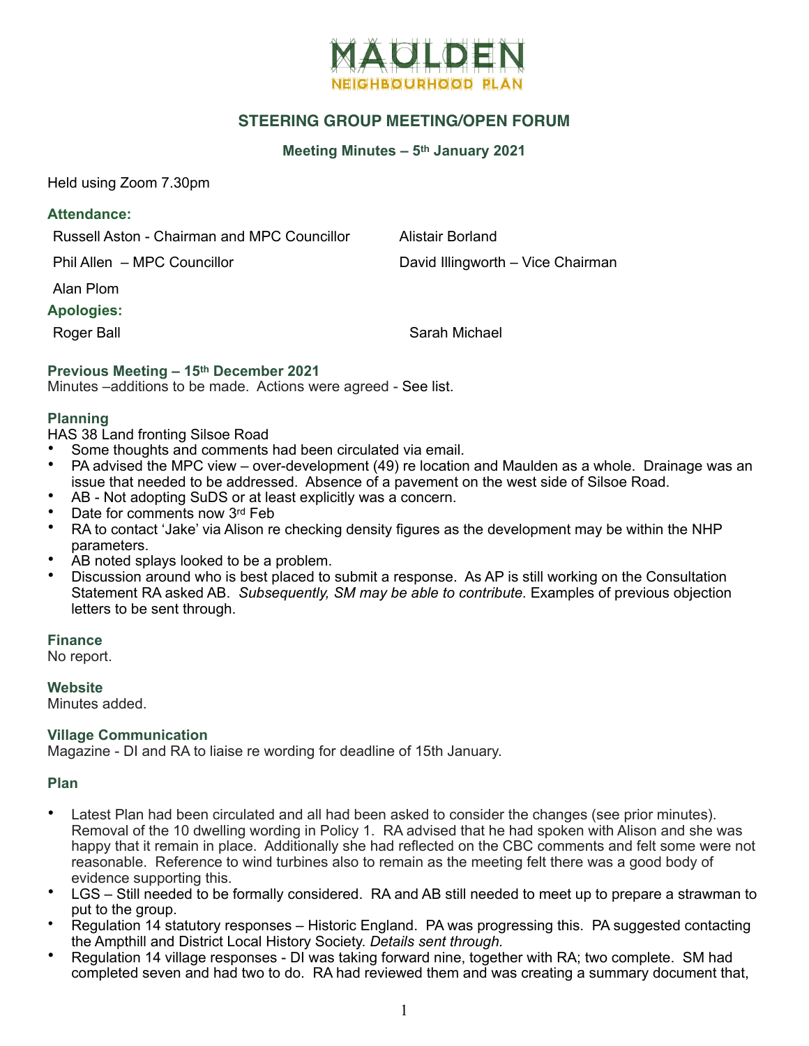# MAULDEN
NEIGHBOURHOOD PLAN

## STEERING GROUP MEETING/OPEN FORUM

### Meeting Minutes – 5th January 2021

Held using Zoom 7.30pm

**Attendance:**

Russell Aston - Chairman and MPC Councillor

Alistair Borland

Phil Allen – MPC Councillor

David Illingworth – Vice Chairman

Alan Plom

**Apologies:**

Roger Ball

Sarah Michael

**Previous Meeting – 15th December 2021**

Minutes –additions to be made. Actions were agreed - See list.

**Planning**

HAS 38 Land fronting Silsoe Road

- Some thoughts and comments had been circulated via email.
- PA advised the MPC view – over-development (49) re location and Maulden as a whole. Drainage was an issue that needed to be addressed. Absence of a pavement on the west side of Silsoe Road.
- AB - Not adopting SuDS or at least explicitly was a concern.
- Date for comments now 3rd Feb
- RA to contact 'Jake' via Alison re checking density figures as the development may be within the NHP parameters.
- AB noted splays looked to be a problem.
- Discussion around who is best placed to submit a response. As AP is still working on the Consultation Statement RA asked AB. *Subsequently, SM may be able to contribute.* Examples of previous objection letters to be sent through.

**Finance**

No report.

**Website**

Minutes added.

**Village Communication**

Magazine - DI and RA to liaise re wording for deadline of 15th January.

**Plan**

- Latest Plan had been circulated and all had been asked to consider the changes (see prior minutes). Removal of the 10 dwelling wording in Policy 1. RA advised that he had spoken with Alison and she was happy that it remain in place. Additionally she had reflected on the CBC comments and felt some were not reasonable. Reference to wind turbines also to remain as the meeting felt there was a good body of evidence supporting this.
- LGS – Still needed to be formally considered. RA and AB still needed to meet up to prepare a strawman to put to the group.
- Regulation 14 statutory responses – Historic England. PA was progressing this. PA suggested contacting the Ampthill and District Local History Society. *Details sent through.*
- Regulation 14 village responses - DI was taking forward nine, together with RA; two complete. SM had completed seven and had two to do. RA had reviewed them and was creating a summary document that,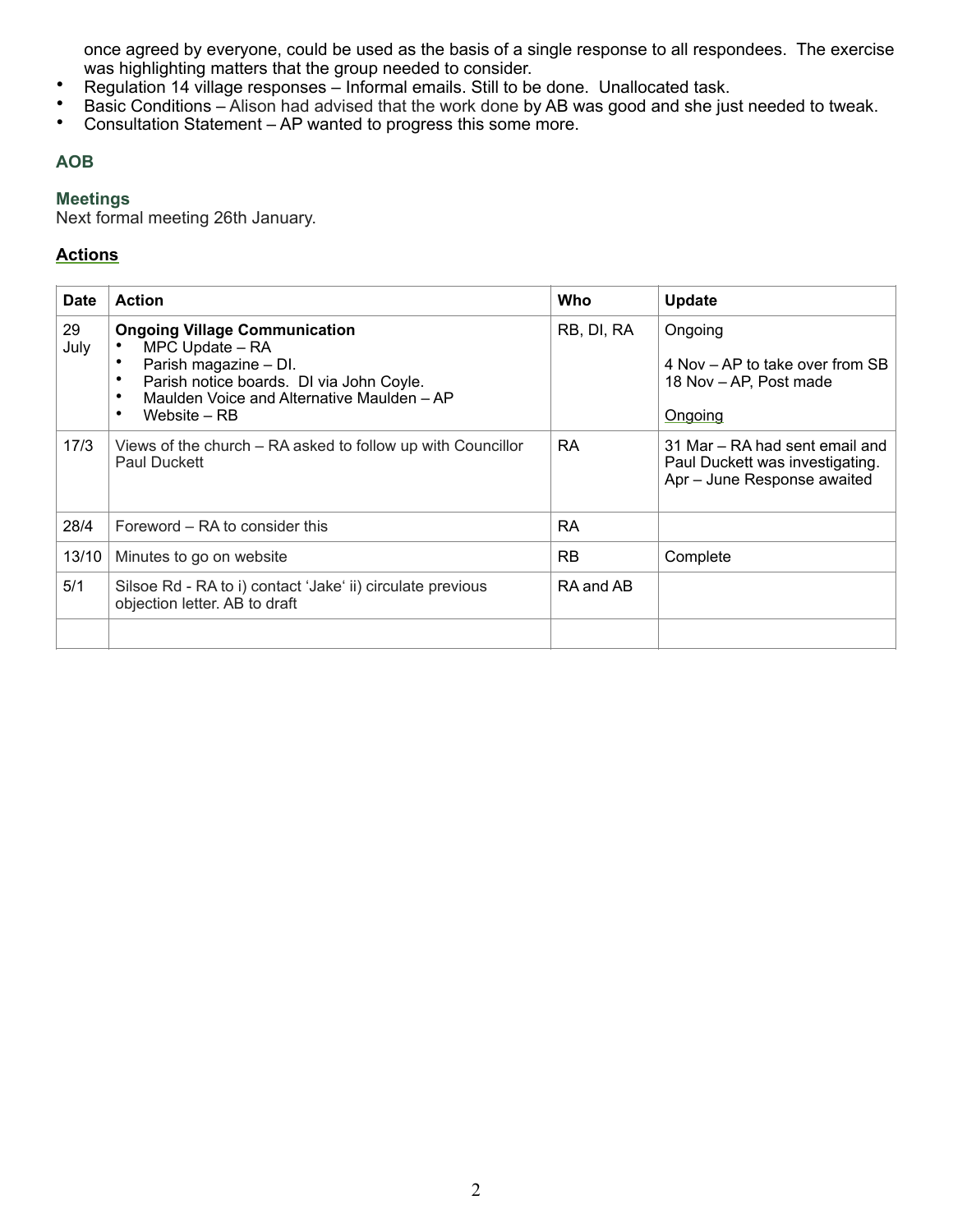once agreed by everyone, could be used as the basis of a single response to all respondees. The exercise was highlighting matters that the group needed to consider.

- Regulation 14 village responses – Informal emails. Still to be done. Unallocated task.
- Basic Conditions – Alison had advised that the work done by AB was good and she just needed to tweak.
- Consultation Statement – AP wanted to progress this some more.

### AOB

### Meetings

Next formal meeting 26th January.

## Actions

| Date | Action | Who | Update |
|---|---|---|---|
| 29 July | **Ongoing Village Communication**<br>• MPC Update – RA<br>• Parish magazine – DI.<br>• Parish notice boards. DI via John Coyle.<br>• Maulden Voice and Alternative Maulden – AP<br>• Website – RB | RB, DI, RA | Ongoing<br><br>4 Nov – AP to take over from SB<br>18 Nov – AP, Post made<br><br>Ongoing |
| 17/3 | Views of the church – RA asked to follow up with Councillor Paul Duckett | RA | 31 Mar – RA had sent email and Paul Duckett was investigating.<br>Apr – June Response awaited |
| 28/4 | Foreword – RA to consider this | RA | |
| 13/10 | Minutes to go on website | RB | Complete |
| 5/1 | Silsoe Rd - RA to i) contact 'Jake' ii) circulate previous objection letter. AB to draft | RA and AB | |
| | | | |